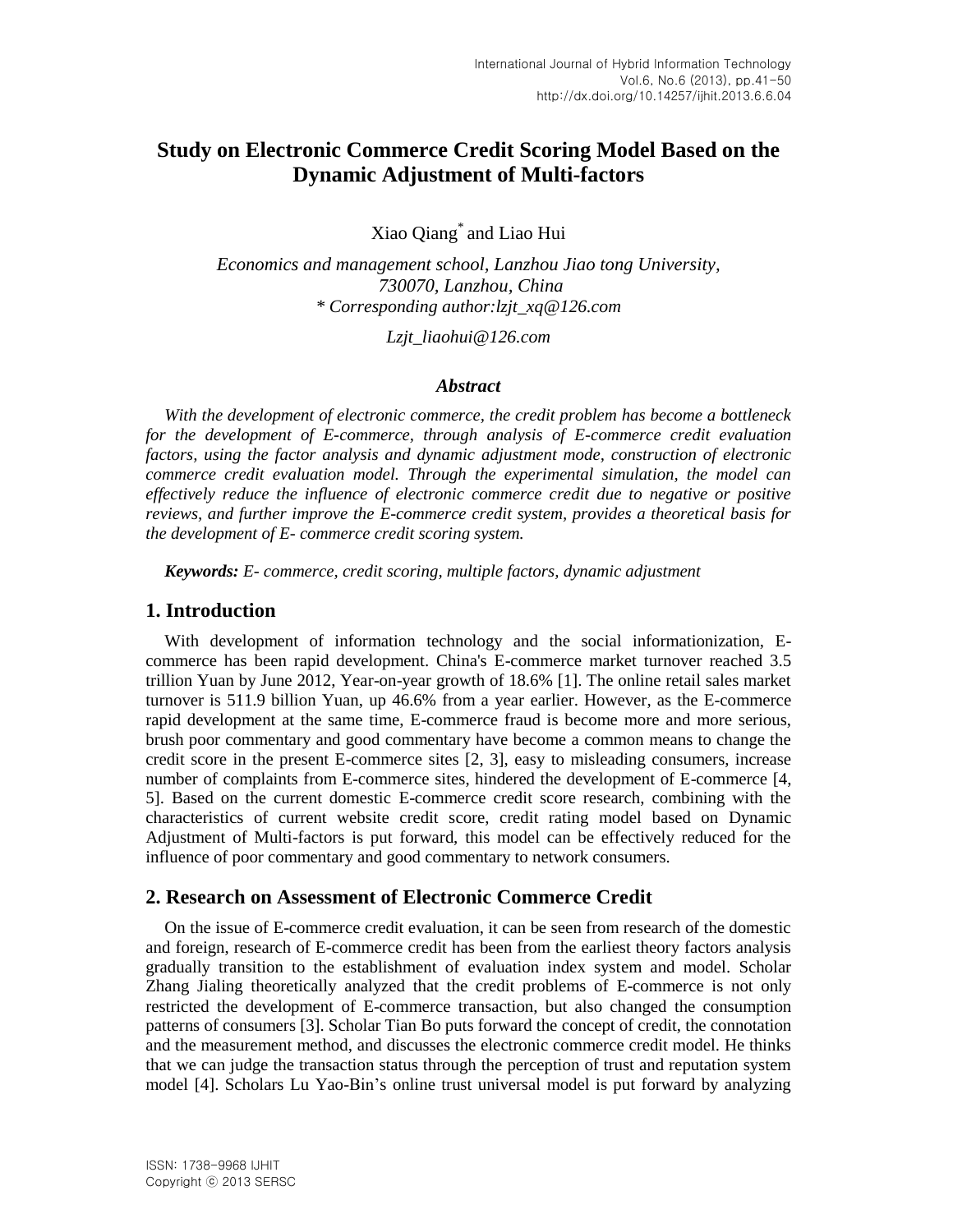# Study on Electronic Commerce Credit Scoring Model Based on the Dynamic Adjustment of Multi-factors

Xiao Qiang* and Liao Hui

*Economics and management school, Lanzhou Jiao tong University, 730070, Lanzhou, China*
*\* Corresponding author:lzjt_xq@126.com*

*Lzjt_liaohui@126.com*

### *Abstract*

*With the development of electronic commerce, the credit problem has become a bottleneck for the development of E-commerce, through analysis of E-commerce credit evaluation factors, using the factor analysis and dynamic adjustment mode, construction of electronic commerce credit evaluation model. Through the experimental simulation, the model can effectively reduce the influence of electronic commerce credit due to negative or positive reviews, and further improve the E-commerce credit system, provides a theoretical basis for the development of E- commerce credit scoring system.*

***Keywords:*** *E- commerce, credit scoring, multiple factors, dynamic adjustment*

## 1. Introduction

With development of information technology and the social informationization, E-commerce has been rapid development. China's E-commerce market turnover reached 3.5 trillion Yuan by June 2012, Year-on-year growth of 18.6% [1]. The online retail sales market turnover is 511.9 billion Yuan, up 46.6% from a year earlier. However, as the E-commerce rapid development at the same time, E-commerce fraud is become more and more serious, brush poor commentary and good commentary have become a common means to change the credit score in the present E-commerce sites [2, 3], easy to misleading consumers, increase number of complaints from E-commerce sites, hindered the development of E-commerce [4, 5]. Based on the current domestic E-commerce credit score research, combining with the characteristics of current website credit score, credit rating model based on Dynamic Adjustment of Multi-factors is put forward, this model can be effectively reduced for the influence of poor commentary and good commentary to network consumers.

## 2. Research on Assessment of Electronic Commerce Credit

On the issue of E-commerce credit evaluation, it can be seen from research of the domestic and foreign, research of E-commerce credit has been from the earliest theory factors analysis gradually transition to the establishment of evaluation index system and model. Scholar Zhang Jialing theoretically analyzed that the credit problems of E-commerce is not only restricted the development of E-commerce transaction, but also changed the consumption patterns of consumers [3]. Scholar Tian Bo puts forward the concept of credit, the connotation and the measurement method, and discusses the electronic commerce credit model. He thinks that we can judge the transaction status through the perception of trust and reputation system model [4]. Scholars Lu Yao-Bin's online trust universal model is put forward by analyzing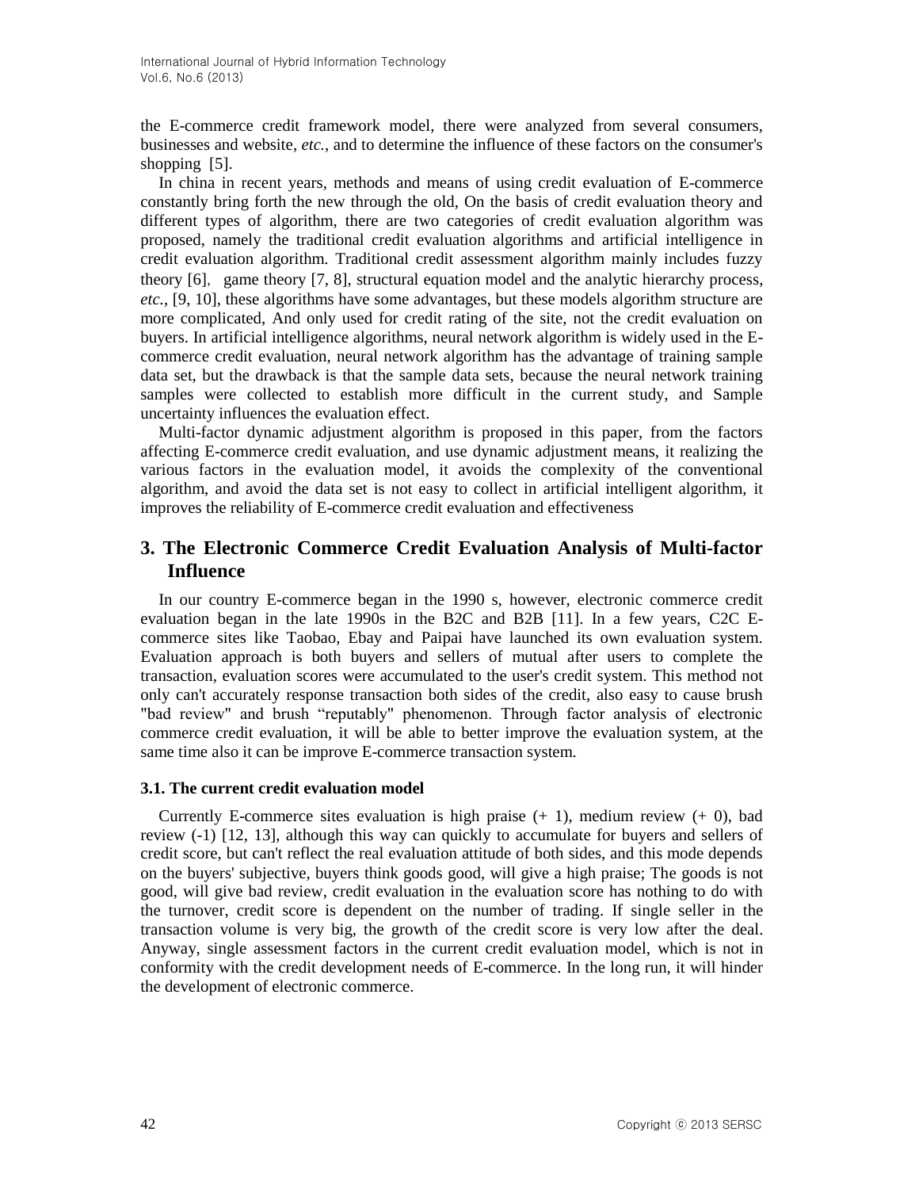the E-commerce credit framework model, there were analyzed from several consumers, businesses and website, *etc.*, and to determine the influence of these factors on the consumer's shopping [5].

In china in recent years, methods and means of using credit evaluation of E-commerce constantly bring forth the new through the old, On the basis of credit evaluation theory and different types of algorithm, there are two categories of credit evaluation algorithm was proposed, namely the traditional credit evaluation algorithms and artificial intelligence in credit evaluation algorithm. Traditional credit assessment algorithm mainly includes fuzzy theory [6], game theory [7, 8], structural equation model and the analytic hierarchy process, *etc.*, [9, 10], these algorithms have some advantages, but these models algorithm structure are more complicated, And only used for credit rating of the site, not the credit evaluation on buyers. In artificial intelligence algorithms, neural network algorithm is widely used in the E-commerce credit evaluation, neural network algorithm has the advantage of training sample data set, but the drawback is that the sample data sets, because the neural network training samples were collected to establish more difficult in the current study, and Sample uncertainty influences the evaluation effect.

Multi-factor dynamic adjustment algorithm is proposed in this paper, from the factors affecting E-commerce credit evaluation, and use dynamic adjustment means, it realizing the various factors in the evaluation model, it avoids the complexity of the conventional algorithm, and avoid the data set is not easy to collect in artificial intelligent algorithm, it improves the reliability of E-commerce credit evaluation and effectiveness

## 3. The Electronic Commerce Credit Evaluation Analysis of Multi-factor Influence

In our country E-commerce began in the 1990 s, however, electronic commerce credit evaluation began in the late 1990s in the B2C and B2B [11]. In a few years, C2C E-commerce sites like Taobao, Ebay and Paipai have launched its own evaluation system. Evaluation approach is both buyers and sellers of mutual after users to complete the transaction, evaluation scores were accumulated to the user's credit system. This method not only can't accurately response transaction both sides of the credit, also easy to cause brush "bad review" and brush "reputably" phenomenon. Through factor analysis of electronic commerce credit evaluation, it will be able to better improve the evaluation system, at the same time also it can be improve E-commerce transaction system.

### 3.1. The current credit evaluation model

Currently E-commerce sites evaluation is high praise (+ 1), medium review (+ 0), bad review (-1) [12, 13], although this way can quickly to accumulate for buyers and sellers of credit score, but can't reflect the real evaluation attitude of both sides, and this mode depends on the buyers' subjective, buyers think goods good, will give a high praise; The goods is not good, will give bad review, credit evaluation in the evaluation score has nothing to do with the turnover, credit score is dependent on the number of trading. If single seller in the transaction volume is very big, the growth of the credit score is very low after the deal. Anyway, single assessment factors in the current credit evaluation model, which is not in conformity with the credit development needs of E-commerce. In the long run, it will hinder the development of electronic commerce.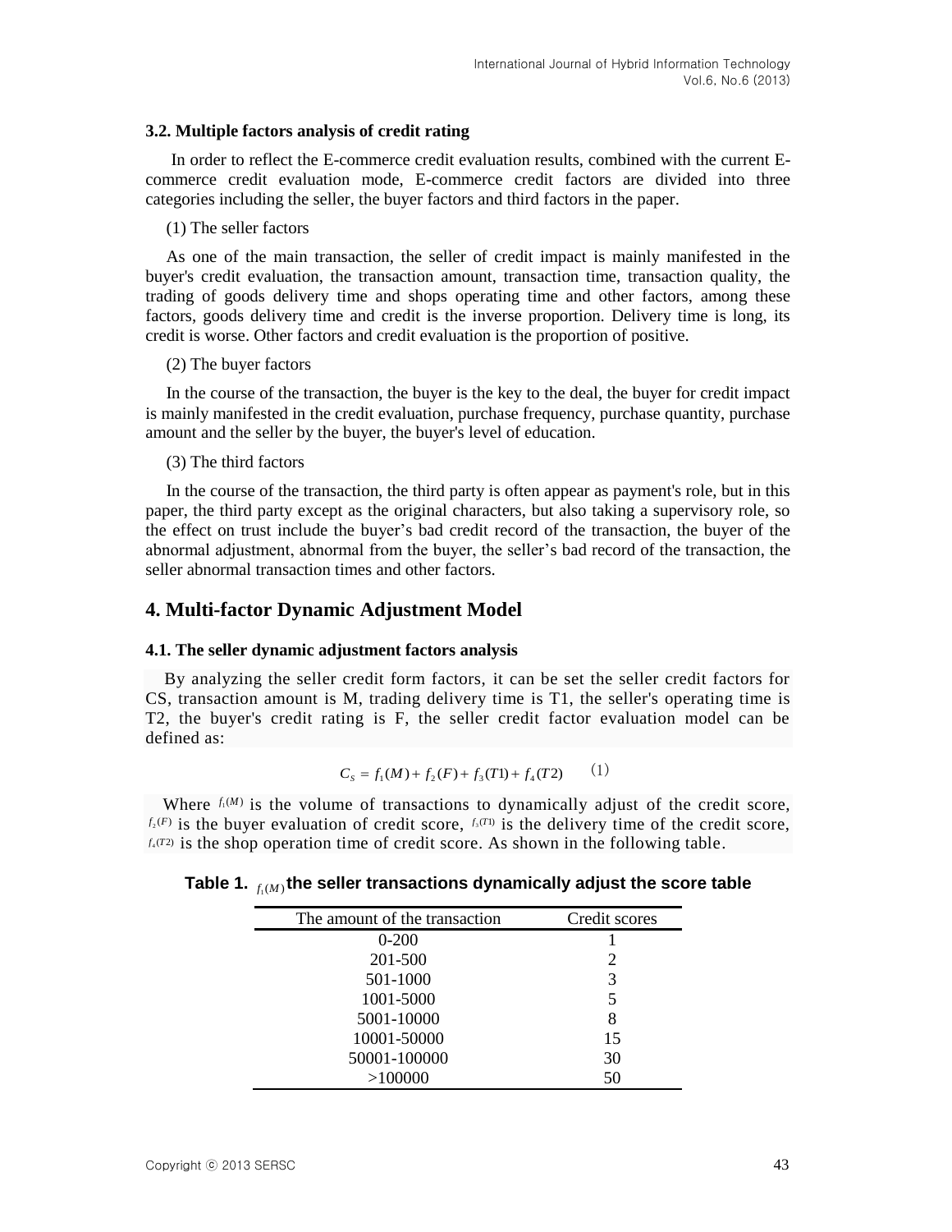### 3.2. Multiple factors analysis of credit rating

In order to reflect the E-commerce credit evaluation results, combined with the current E-commerce credit evaluation mode, E-commerce credit factors are divided into three categories including the seller, the buyer factors and third factors in the paper.

(1) The seller factors

As one of the main transaction, the seller of credit impact is mainly manifested in the buyer's credit evaluation, the transaction amount, transaction time, transaction quality, the trading of goods delivery time and shops operating time and other factors, among these factors, goods delivery time and credit is the inverse proportion. Delivery time is long, its credit is worse. Other factors and credit evaluation is the proportion of positive.

(2) The buyer factors

In the course of the transaction, the buyer is the key to the deal, the buyer for credit impact is mainly manifested in the credit evaluation, purchase frequency, purchase quantity, purchase amount and the seller by the buyer, the buyer's level of education.

(3) The third factors

In the course of the transaction, the third party is often appear as payment's role, but in this paper, the third party except as the original characters, but also taking a supervisory role, so the effect on trust include the buyer's bad credit record of the transaction, the buyer of the abnormal adjustment, abnormal from the buyer, the seller's bad record of the transaction, the seller abnormal transaction times and other factors.

## 4. Multi-factor Dynamic Adjustment Model

### 4.1. The seller dynamic adjustment factors analysis

By analyzing the seller credit form factors, it can be set the seller credit factors for CS, transaction amount is M, trading delivery time is T1, the seller's operating time is T2, the buyer's credit rating is F, the seller credit factor evaluation model can be defined as:

$$C_S = f_1(M) + f_2(F) + f_3(T1) + f_4(T2) \qquad (1)$$

Where $f_1(M)$ is the volume of transactions to dynamically adjust of the credit score, $f_2(F)$ is the buyer evaluation of credit score, $f_3(T1)$ is the delivery time of the credit score, $f_4(T2)$ is the shop operation time of credit score. As shown in the following table.

**Table 1. $f_1(M)$ the seller transactions dynamically adjust the score table**

| The amount of the transaction | Credit scores |
| --- | --- |
| 0-200 | 1 |
| 201-500 | 2 |
| 501-1000 | 3 |
| 1001-5000 | 5 |
| 5001-10000 | 8 |
| 10001-50000 | 15 |
| 50001-100000 | 30 |
| >100000 | 50 |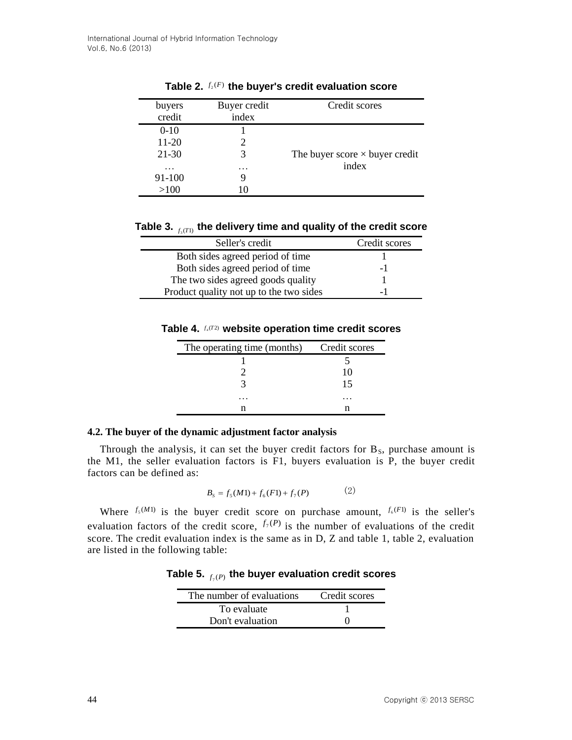**Table 2. $f_2(F)$ the buyer's credit evaluation score**

| buyers credit | Buyer credit index | Credit scores |
|---|---|---|
| 0-10 | 1 | The buyer score × buyer credit index |
| 11-20 | 2 | |
| 21-30 | 3 | |
| … | … | |
| 91-100 | 9 | |
| >100 | 10 | |

**Table 3. $f_3(T1)$ the delivery time and quality of the credit score**

| Seller's credit | Credit scores |
|---|---|
| Both sides agreed period of time | 1 |
| Both sides agreed period of time | -1 |
| The two sides agreed goods quality | 1 |
| Product quality not up to the two sides | -1 |

**Table 4. $f_4(T2)$ website operation time credit scores**

| The operating time (months) | Credit scores |
|---|---|
| 1 | 5 |
| 2 | 10 |
| 3 | 15 |
| … | … |
| n | n |

### 4.2. The buyer of the dynamic adjustment factor analysis

Through the analysis, it can set the buyer credit factors for $B_S$, purchase amount is the M1, the seller evaluation factors is F1, buyers evaluation is P, the buyer credit factors can be defined as:

$$B_S = f_5(M1) + f_6(F1) + f_7(P) \qquad (2)$$

Where $f_5(M1)$ is the buyer credit score on purchase amount, $f_6(F1)$ is the seller's evaluation factors of the credit score, $f_7(P)$ is the number of evaluations of the credit score. The credit evaluation index is the same as in D, Z and table 1, table 2, evaluation are listed in the following table:

**Table 5. $f_7(P)$ the buyer evaluation credit scores**

| The number of evaluations | Credit scores |
|---|---|
| To evaluate | 1 |
| Don't evaluation | 0 |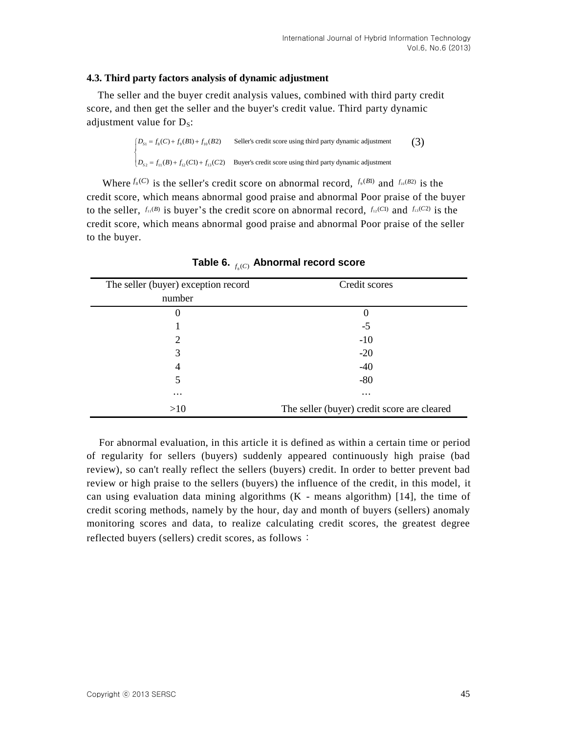### 4.3. Third party factors analysis of dynamic adjustment

The seller and the buyer credit analysis values, combined with third party credit score, and then get the seller and the buyer's credit value. Third party dynamic adjustment value for $D_S$:

$$\begin{cases} D_{S1} = f_8(C) + f_9(B1) + f_{10}(B2) & \text{Seller's credit score using third party dynamic adjustment} \\ D_{S2} = f_{11}(B) + f_{12}(C1) + f_{13}(C2) & \text{Buyer's credit score using third party dynamic adjustment} \end{cases} \quad (3)$$

Where $f_8(C)$ is the seller's credit score on abnormal record, $f_9(B1)$ and $f_{10}(B2)$ is the credit score, which means abnormal good praise and abnormal Poor praise of the buyer to the seller, $f_{11}(B)$ is buyer's the credit score on abnormal record, $f_{12}(C1)$ and $f_{13}(C2)$ is the credit score, which means abnormal good praise and abnormal Poor praise of the seller to the buyer.

**Table 6. $f_8(C)$ Abnormal record score**

| The seller (buyer) exception record number | Credit scores |
| --- | --- |
| 0 | 0 |
| 1 | -5 |
| 2 | -10 |
| 3 | -20 |
| 4 | -40 |
| 5 | -80 |
| … | … |
| >10 | The seller (buyer) credit score are cleared |

For abnormal evaluation, in this article it is defined as within a certain time or period of regularity for sellers (buyers) suddenly appeared continuously high praise (bad review), so can't really reflect the sellers (buyers) credit. In order to better prevent bad review or high praise to the sellers (buyers) the influence of the credit, in this model, it can using evaluation data mining algorithms (K - means algorithm) [14], the time of credit scoring methods, namely by the hour, day and month of buyers (sellers) anomaly monitoring scores and data, to realize calculating credit scores, the greatest degree reflected buyers (sellers) credit scores, as follows：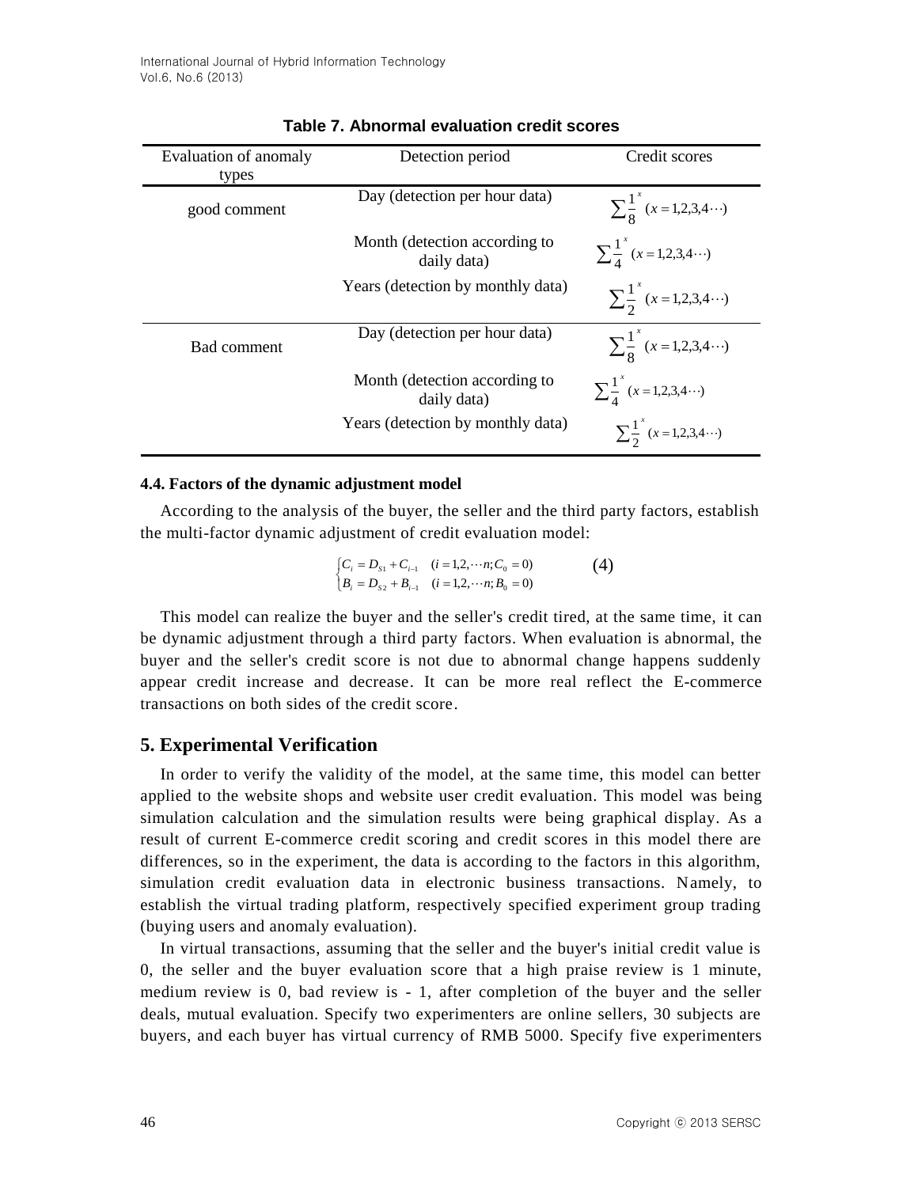**Table 7. Abnormal evaluation credit scores**

| Evaluation of anomaly types | Detection period | Credit scores |
|---|---|---|
| good comment | Day (detection per hour data) | $\sum \frac{1}{8}^{x} \quad (x = 1,2,3,4\cdots)$ |
| | Month (detection according to daily data) | $\sum \frac{1}{4}^{x} \quad (x = 1,2,3,4\cdots)$ |
| | Years (detection by monthly data) | $\sum \frac{1}{2}^{x} \quad (x = 1,2,3,4\cdots)$ |
| Bad comment | Day (detection per hour data) | $\sum \frac{1}{8}^{x} \quad (x = 1,2,3,4\cdots)$ |
| | Month (detection according to daily data) | $\sum \frac{1}{4}^{x} \quad (x = 1,2,3,4\cdots)$ |
| | Years (detection by monthly data) | $\sum \frac{1}{2}^{x} \quad (x = 1,2,3,4\cdots)$ |

**4.4. Factors of the dynamic adjustment model**

According to the analysis of the buyer, the seller and the third party factors, establish the multi-factor dynamic adjustment of credit evaluation model:

$$\begin{cases} C_i = D_{S1} + C_{i-1} \quad (i = 1,2,\cdots n; C_0 = 0) \\ B_i = D_{S2} + B_{i-1} \quad (i = 1,2,\cdots n; B_0 = 0) \end{cases} \tag{4}$$

This model can realize the buyer and the seller's credit tired, at the same time, it can be dynamic adjustment through a third party factors. When evaluation is abnormal, the buyer and the seller's credit score is not due to abnormal change happens suddenly appear credit increase and decrease. It can be more real reflect the E-commerce transactions on both sides of the credit score.

## 5. Experimental Verification

In order to verify the validity of the model, at the same time, this model can better applied to the website shops and website user credit evaluation. This model was being simulation calculation and the simulation results were being graphical display. As a result of current E-commerce credit scoring and credit scores in this model there are differences, so in the experiment, the data is according to the factors in this algorithm, simulation credit evaluation data in electronic business transactions. Namely, to establish the virtual trading platform, respectively specified experiment group trading (buying users and anomaly evaluation).

In virtual transactions, assuming that the seller and the buyer's initial credit value is 0, the seller and the buyer evaluation score that a high praise review is 1 minute, medium review is 0, bad review is - 1, after completion of the buyer and the seller deals, mutual evaluation. Specify two experimenters are online sellers, 30 subjects are buyers, and each buyer has virtual currency of RMB 5000. Specify five experimenters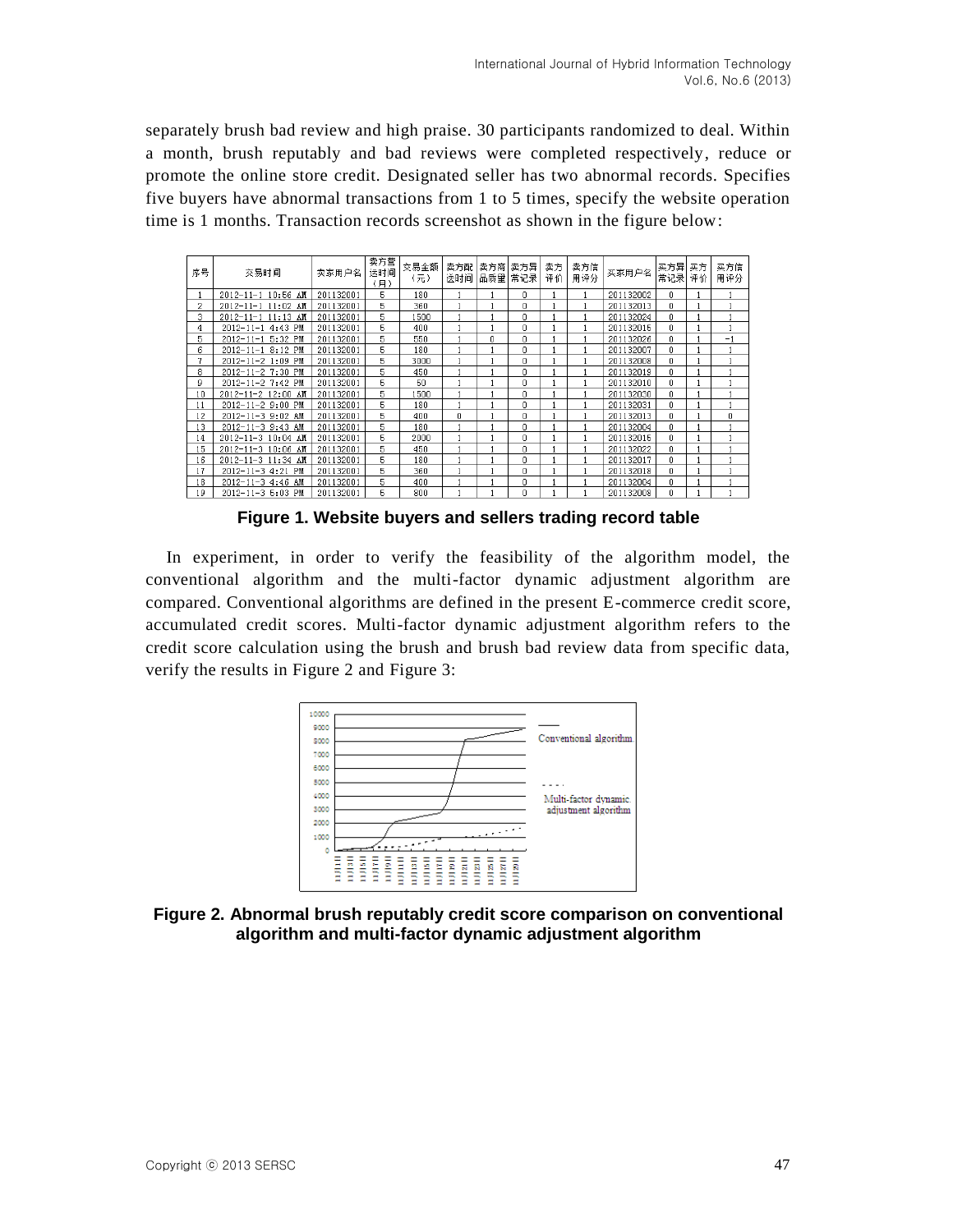separately brush bad review and high praise. 30 participants randomized to deal. Within a month, brush reputably and bad reviews were completed respectively, reduce or promote the online store credit. Designated seller has two abnormal records. Specifies five buyers have abnormal transactions from 1 to 5 times, specify the website operation time is 1 months. Transaction records screenshot as shown in the figure below:

| 序号 | 交易时间 | 卖家用户名 | 卖方营运时间（月） | 交易金额（元） | 卖方配送时间 | 卖方商品质量 | 卖方异常记录 | 卖方评价 | 卖方信用评分 | 买家用户名 | 买方异常记录 | 买方评价 | 买方信用评分 |
|---|---|---|---|---|---|---|---|---|---|---|---|---|---|
| 1 | 2012-11-1 10:56 AM | 201132001 | 5 | 180 | 1 | 1 | 0 | 1 | 1 | 201132002 | 0 | 1 | 1 |
| 2 | 2012-11-1 11:02 AM | 201132001 | 5 | 360 | 1 | 1 | 0 | 1 | 1 | 201132013 | 0 | 1 | 1 |
| 3 | 2012-11-1 11:13 AM | 201132001 | 5 | 1500 | 1 | 1 | 0 | 1 | 1 | 201132024 | 0 | 1 | 1 |
| 4 | 2012-11-1 4:43 PM | 201132001 | 5 | 400 | 1 | 1 | 0 | 1 | 1 | 201132015 | 0 | 1 | 1 |
| 5 | 2012-11-1 5:32 PM | 201132001 | 5 | 550 | 1 | 0 | 0 | 1 | 1 | 201132026 | 0 | 1 | -1 |
| 6 | 2012-11-1 8:12 PM | 201132001 | 5 | 180 | 1 | 1 | 0 | 1 | 1 | 201132007 | 0 | 1 | 1 |
| 7 | 2012-11-2 1:09 PM | 201132001 | 5 | 3000 | 1 | 1 | 0 | 1 | 1 | 201132008 | 0 | 1 | 1 |
| 8 | 2012-11-2 7:30 PM | 201132001 | 5 | 450 | 1 | 1 | 0 | 1 | 1 | 201132019 | 0 | 1 | 1 |
| 9 | 2012-11-2 7:42 PM | 201132001 | 5 | 50 | 1 | 1 | 0 | 1 | 1 | 201132010 | 0 | 1 | 1 |
| 10 | 2012-11-2 12:00 AM | 201132001 | 5 | 1500 | 1 | 1 | 0 | 1 | 1 | 201132030 | 0 | 1 | 1 |
| 11 | 2012-11-2 9:00 PM | 201132001 | 5 | 180 | 1 | 1 | 0 | 1 | 1 | 201132031 | 0 | 1 | 1 |
| 12 | 2012-11-3 9:02 AM | 201132001 | 5 | 400 | 0 | 1 | 0 | 1 | 1 | 201132013 | 0 | 1 | 0 |
| 13 | 2012-11-3 9:43 AM | 201132001 | 5 | 180 | 1 | 1 | 0 | 1 | 1 | 201132004 | 0 | 1 | 1 |
| 14 | 2012-11-3 10:04 AM | 201132001 | 5 | 2000 | 1 | 1 | 0 | 1 | 1 | 201132016 | 0 | 1 | 1 |
| 15 | 2012-11-3 10:06 AM | 201132001 | 5 | 450 | 1 | 1 | 0 | 1 | 1 | 201132022 | 0 | 1 | 1 |
| 16 | 2012-11-3 11:34 AM | 201132001 | 5 | 180 | 1 | 1 | 0 | 1 | 1 | 201132017 | 0 | 1 | 1 |
| 17 | 2012-11-3 4:21 PM | 201132001 | 5 | 360 | 1 | 1 | 0 | 1 | 1 | 201132018 | 0 | 1 | 1 |
| 18 | 2012-11-3 4:46 AM | 201132001 | 5 | 400 | 1 | 1 | 0 | 1 | 1 | 201132004 | 0 | 1 | 1 |
| 19 | 2012-11-3 5:03 PM | 201132001 | 5 | 800 | 1 | 1 | 0 | 1 | 1 | 201132008 | 0 | 1 | 1 |

**Figure 1. Website buyers and sellers trading record table**

In experiment, in order to verify the feasibility of the algorithm model, the conventional algorithm and the multi-factor dynamic adjustment algorithm are compared. Conventional algorithms are defined in the present E-commerce credit score, accumulated credit scores. Multi-factor dynamic adjustment algorithm refers to the credit score calculation using the brush and brush bad review data from specific data, verify the results in Figure 2 and Figure 3:

**Figure 2. Abnormal brush reputably credit score comparison on conventional algorithm and multi-factor dynamic adjustment algorithm**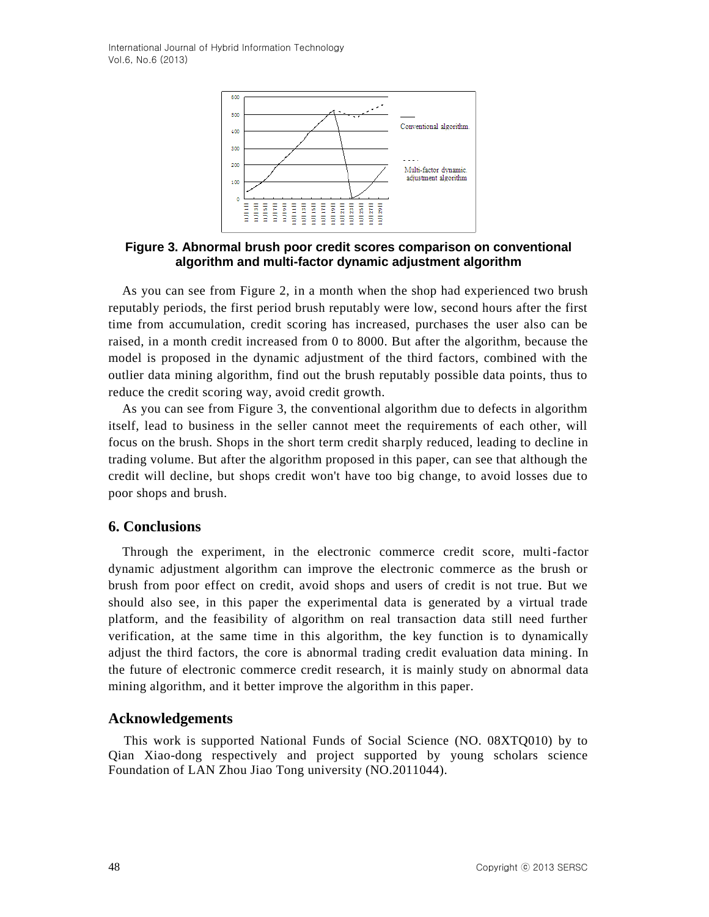**Figure 3. Abnormal brush poor credit scores comparison on conventional algorithm and multi-factor dynamic adjustment algorithm**

As you can see from Figure 2, in a month when the shop had experienced two brush reputably periods, the first period brush reputably were low, second hours after the first time from accumulation, credit scoring has increased, purchases the user also can be raised, in a month credit increased from 0 to 8000. But after the algorithm, because the model is proposed in the dynamic adjustment of the third factors, combined with the outlier data mining algorithm, find out the brush reputably possible data points, thus to reduce the credit scoring way, avoid credit growth.

As you can see from Figure 3, the conventional algorithm due to defects in algorithm itself, lead to business in the seller cannot meet the requirements of each other, will focus on the brush. Shops in the short term credit sharply reduced, leading to decline in trading volume. But after the algorithm proposed in this paper, can see that although the credit will decline, but shops credit won't have too big change, to avoid losses due to poor shops and brush.

## 6. Conclusions

Through the experiment, in the electronic commerce credit score, multi-factor dynamic adjustment algorithm can improve the electronic commerce as the brush or brush from poor effect on credit, avoid shops and users of credit is not true. But we should also see, in this paper the experimental data is generated by a virtual trade platform, and the feasibility of algorithm on real transaction data still need further verification, at the same time in this algorithm, the key function is to dynamically adjust the third factors, the core is abnormal trading credit evaluation data mining. In the future of electronic commerce credit research, it is mainly study on abnormal data mining algorithm, and it better improve the algorithm in this paper.

## Acknowledgements

This work is supported National Funds of Social Science (NO. 08XTQ010) by to Qian Xiao-dong respectively and project supported by young scholars science Foundation of LAN Zhou Jiao Tong university (NO.2011044).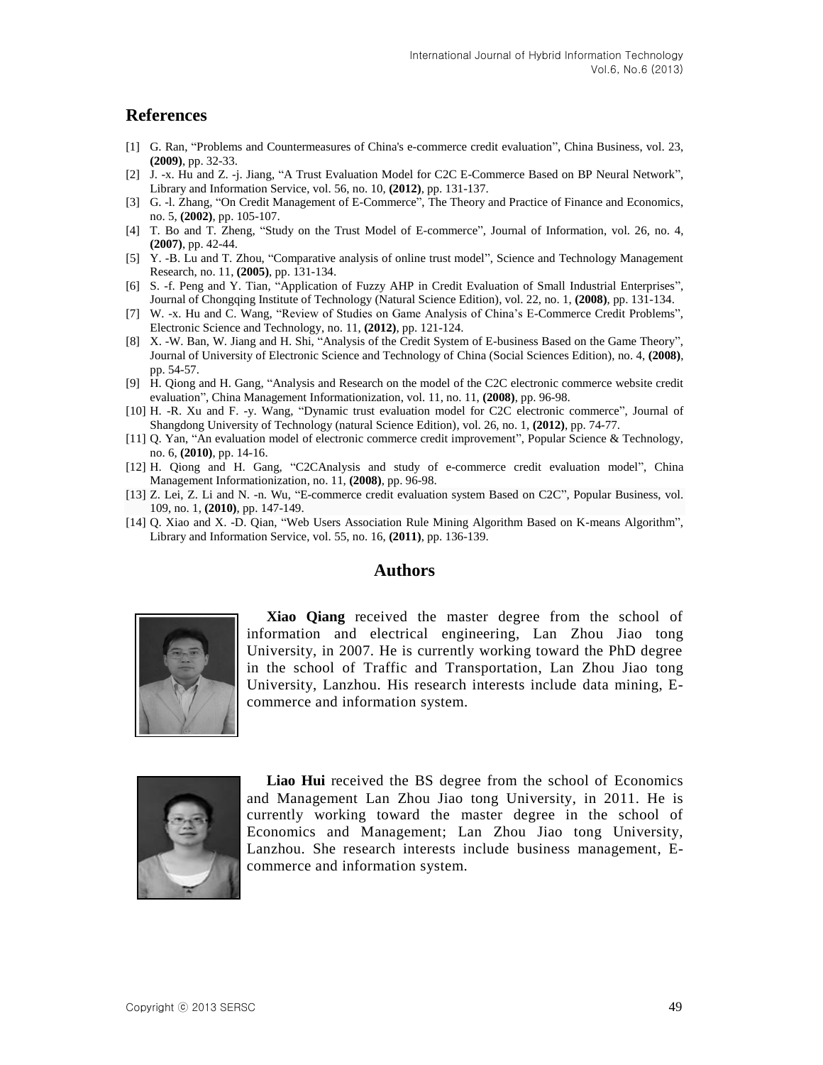## References

[1] G. Ran, "Problems and Countermeasures of China's e-commerce credit evaluation", China Business, vol. 23, **(2009)**, pp. 32-33.

[2] J. -x. Hu and Z. -j. Jiang, "A Trust Evaluation Model for C2C E-Commerce Based on BP Neural Network", Library and Information Service, vol. 56, no. 10, **(2012)**, pp. 131-137.

[3] G. -l. Zhang, "On Credit Management of E-Commerce", The Theory and Practice of Finance and Economics, no. 5, **(2002)**, pp. 105-107.

[4] T. Bo and T. Zheng, "Study on the Trust Model of E-commerce", Journal of Information, vol. 26, no. 4, **(2007)**, pp. 42-44.

[5] Y. -B. Lu and T. Zhou, "Comparative analysis of online trust model", Science and Technology Management Research, no. 11, **(2005)**, pp. 131-134.

[6] S. -f. Peng and Y. Tian, "Application of Fuzzy AHP in Credit Evaluation of Small Industrial Enterprises", Journal of Chongqing Institute of Technology (Natural Science Edition), vol. 22, no. 1, **(2008)**, pp. 131-134.

[7] W. -x. Hu and C. Wang, "Review of Studies on Game Analysis of China's E-Commerce Credit Problems", Electronic Science and Technology, no. 11, **(2012)**, pp. 121-124.

[8] X. -W. Ban, W. Jiang and H. Shi, "Analysis of the Credit System of E-business Based on the Game Theory", Journal of University of Electronic Science and Technology of China (Social Sciences Edition), no. 4, **(2008)**, pp. 54-57.

[9] H. Qiong and H. Gang, "Analysis and Research on the model of the C2C electronic commerce website credit evaluation", China Management Informationization, vol. 11, no. 11, **(2008)**, pp. 96-98.

[10] H. -R. Xu and F. -y. Wang, "Dynamic trust evaluation model for C2C electronic commerce", Journal of Shangdong University of Technology (natural Science Edition), vol. 26, no. 1, **(2012)**, pp. 74-77.

[11] Q. Yan, "An evaluation model of electronic commerce credit improvement", Popular Science & Technology, no. 6, **(2010)**, pp. 14-16.

[12] H. Qiong and H. Gang, "C2CAnalysis and study of e-commerce credit evaluation model", China Management Informationization, no. 11, **(2008)**, pp. 96-98.

[13] Z. Lei, Z. Li and N. -n. Wu, "E-commerce credit evaluation system Based on C2C", Popular Business, vol. 109, no. 1, **(2010)**, pp. 147-149.

[14] Q. Xiao and X. -D. Qian, "Web Users Association Rule Mining Algorithm Based on K-means Algorithm", Library and Information Service, vol. 55, no. 16, **(2011)**, pp. 136-139.

## Authors

**Xiao Qiang** received the master degree from the school of information and electrical engineering, Lan Zhou Jiao tong University, in 2007. He is currently working toward the PhD degree in the school of Traffic and Transportation, Lan Zhou Jiao tong University, Lanzhou. His research interests include data mining, E-commerce and information system.

**Liao Hui** received the BS degree from the school of Economics and Management Lan Zhou Jiao tong University, in 2011. He is currently working toward the master degree in the school of Economics and Management; Lan Zhou Jiao tong University, Lanzhou. She research interests include business management, E-commerce and information system.